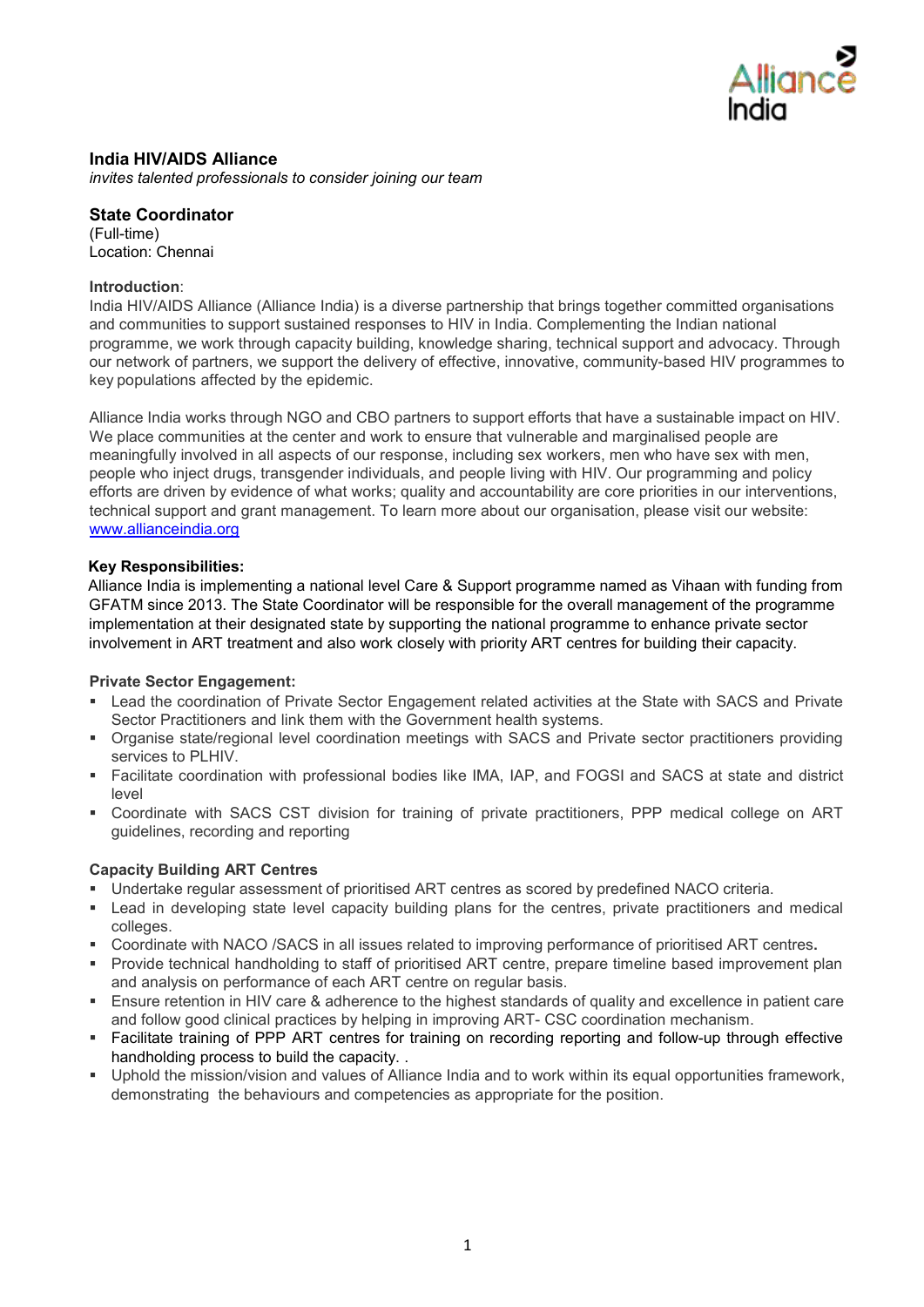## India HIV/AIDS Alliance

*invites talented professionals to consider joining our team*

## State Coordinator

(Full-time)
Location: Chennai

**Introduction**:
India HIV/AIDS Alliance (Alliance India) is a diverse partnership that brings together committed organisations and communities to support sustained responses to HIV in India. Complementing the Indian national programme, we work through capacity building, knowledge sharing, technical support and advocacy. Through our network of partners, we support the delivery of effective, innovative, community-based HIV programmes to key populations affected by the epidemic.

Alliance India works through NGO and CBO partners to support efforts that have a sustainable impact on HIV. We place communities at the center and work to ensure that vulnerable and marginalised people are meaningfully involved in all aspects of our response, including sex workers, men who have sex with men, people who inject drugs, transgender individuals, and people living with HIV. Our programming and policy efforts are driven by evidence of what works; quality and accountability are core priorities in our interventions, technical support and grant management. To learn more about our organisation, please visit our website: [www.allianceindia.org](www.allianceindia.org)

**Key Responsibilities:**

Alliance India is implementing a national level Care & Support programme named as Vihaan with funding from GFATM since 2013. The State Coordinator will be responsible for the overall management of the programme implementation at their designated state by supporting the national programme to enhance private sector involvement in ART treatment and also work closely with priority ART centres for building their capacity.

**Private Sector Engagement:**

- Lead the coordination of Private Sector Engagement related activities at the State with SACS and Private Sector Practitioners and link them with the Government health systems.
- Organise state/regional level coordination meetings with SACS and Private sector practitioners providing services to PLHIV.
- Facilitate coordination with professional bodies like IMA, IAP, and FOGSI and SACS at state and district level
- Coordinate with SACS CST division for training of private practitioners, PPP medical college on ART guidelines, recording and reporting

**Capacity Building ART Centres**

- Undertake regular assessment of prioritised ART centres as scored by predefined NACO criteria.
- Lead in developing state level capacity building plans for the centres, private practitioners and medical colleges.
- Coordinate with NACO /SACS in all issues related to improving performance of prioritised ART centres**.**
- Provide technical handholding to staff of prioritised ART centre, prepare timeline based improvement plan and analysis on performance of each ART centre on regular basis.
- Ensure retention in HIV care & adherence to the highest standards of quality and excellence in patient care and follow good clinical practices by helping in improving ART- CSC coordination mechanism.
- Facilitate training of PPP ART centres for training on recording reporting and follow-up through effective handholding process to build the capacity. .
- Uphold the mission/vision and values of Alliance India and to work within its equal opportunities framework, demonstrating the behaviours and competencies as appropriate for the position.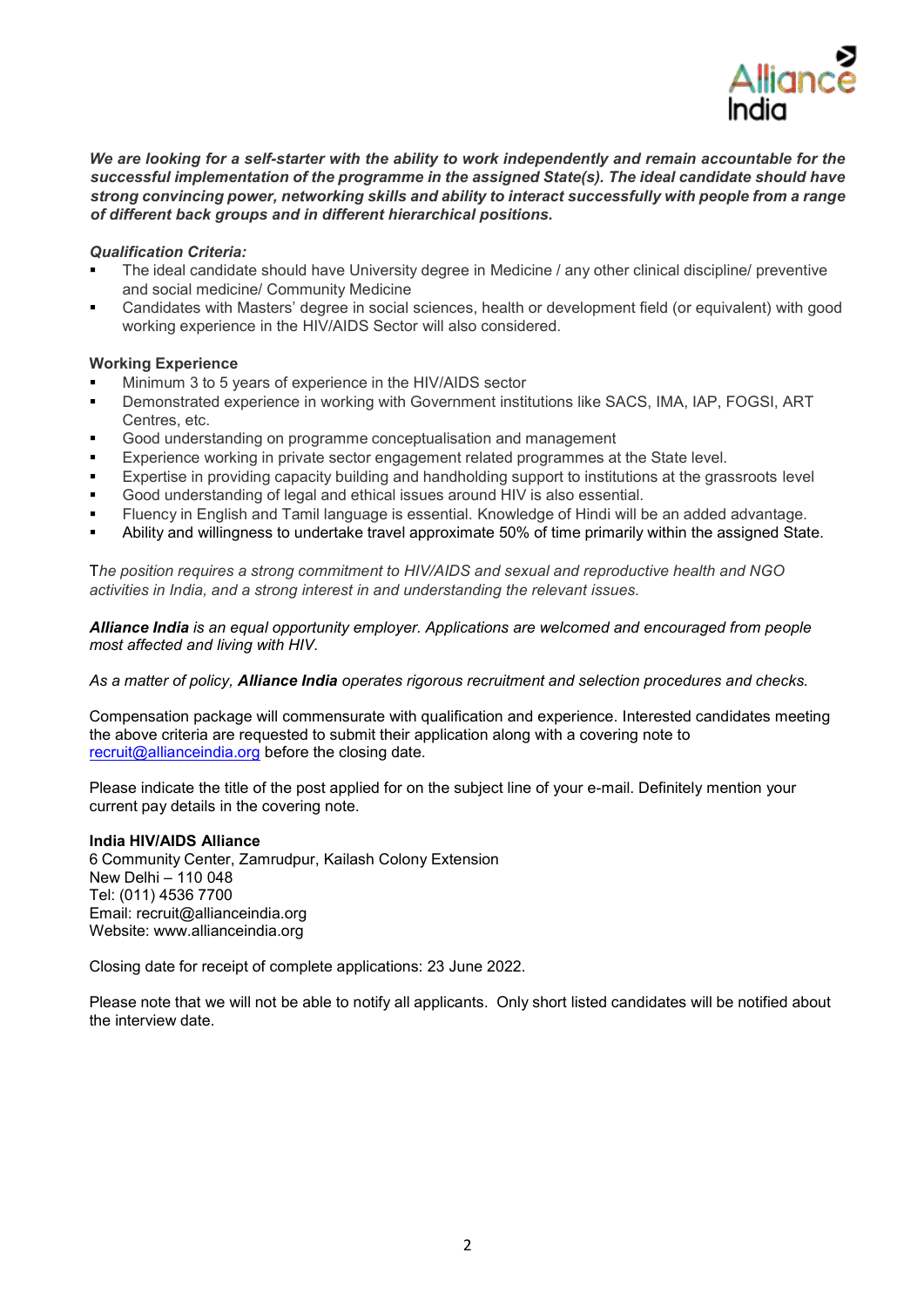***We are looking for a self-starter with the ability to work independently and remain accountable for the successful implementation of the programme in the assigned State(s). The ideal candidate should have strong convincing power, networking skills and ability to interact successfully with people from a range of different back groups and in different hierarchical positions.***

***Qualification Criteria:***

- The ideal candidate should have University degree in Medicine / any other clinical discipline/ preventive and social medicine/ Community Medicine
- Candidates with Masters' degree in social sciences, health or development field (or equivalent) with good working experience in the HIV/AIDS Sector will also considered.

**Working Experience**

- Minimum 3 to 5 years of experience in the HIV/AIDS sector
- Demonstrated experience in working with Government institutions like SACS, IMA, IAP, FOGSI, ART Centres, etc.
- Good understanding on programme conceptualisation and management
- Experience working in private sector engagement related programmes at the State level.
- Expertise in providing capacity building and handholding support to institutions at the grassroots level
- Good understanding of legal and ethical issues around HIV is also essential.
- Fluency in English and Tamil language is essential. Knowledge of Hindi will be an added advantage.
- Ability and willingness to undertake travel approximate 50% of time primarily within the assigned State.

T*he position requires a strong commitment to HIV/AIDS and sexual and reproductive health and NGO activities in India, and a strong interest in and understanding the relevant issues.*

***Alliance India*** *is an equal opportunity employer. Applications are welcomed and encouraged from people most affected and living with HIV.*

*As a matter of policy,* ***Alliance India*** *operates rigorous recruitment and selection procedures and checks.*

Compensation package will commensurate with qualification and experience. Interested candidates meeting the above criteria are requested to submit their application along with a covering note to recruit@allianceindia.org before the closing date.

Please indicate the title of the post applied for on the subject line of your e-mail. Definitely mention your current pay details in the covering note.

**India HIV/AIDS Alliance**
6 Community Center, Zamrudpur, Kailash Colony Extension
New Delhi – 110 048
Tel: (011) 4536 7700
Email: recruit@allianceindia.org
Website: www.allianceindia.org

Closing date for receipt of complete applications: 23 June 2022.

Please note that we will not be able to notify all applicants. Only short listed candidates will be notified about the interview date.